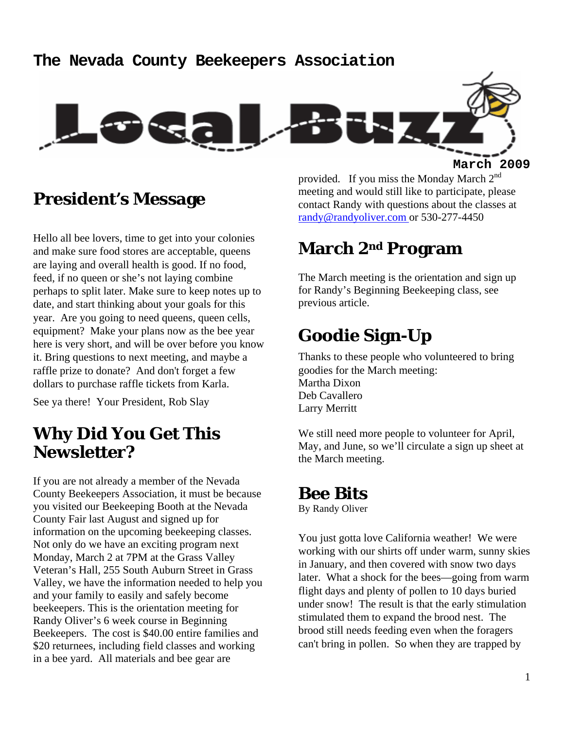# The Nevada County Beekeepers Association

# Local Buzz

March 2009

## President's Message

Hello all bee lovers, time to get into your colonies and make sure food stores are acceptable, queens are laying and overall health is good. If no food, feed, if no queen or she's not laying combine perhaps to split later. Make sure to keep notes up to date, and start thinking about your goals for this year. Are you going to need queens, queen cells, equipment? Make your plans now as the bee year here is very short, and will be over before you know it. Bring questions to next meeting, and maybe a raffle prize to donate? And don't forget a few dollars to purchase raffle tickets from Karla.

See ya there! Your President, Rob Slay

## Why Did You Get This Newsletter?

If you are not already a member of the Nevada County Beekeepers Association, it must be because you visited our Beekeeping Booth at the Nevada County Fair last August and signed up for information on the upcoming beekeeping classes. Not only do we have an exciting program next Monday, March 2 at 7PM at the Grass Valley Veteran's Hall, 255 South Auburn Street in Grass Valley, we have the information needed to help you and your family to easily and safely become beekeepers. This is the orientation meeting for Randy Oliver's 6 week course in Beginning Beekeepers. The cost is $40.00 entire families and $20 returnees, including field classes and working in a bee yard. All materials and bee gear are provided. If you miss the Monday March 2nd meeting and would still like to participate, please contact Randy with questions about the classes at randy@randyoliver.com or 530-277-4450

## March 2nd Program

The March meeting is the orientation and sign up for Randy's Beginning Beekeeping class, see previous article.

## Goodie Sign-Up

Thanks to these people who volunteered to bring goodies for the March meeting:
Martha Dixon
Deb Cavallero
Larry Merritt

We still need more people to volunteer for April, May, and June, so we'll circulate a sign up sheet at the March meeting.

## Bee Bits

By Randy Oliver

You just gotta love California weather! We were working with our shirts off under warm, sunny skies in January, and then covered with snow two days later. What a shock for the bees—going from warm flight days and plenty of pollen to 10 days buried under snow! The result is that the early stimulation stimulated them to expand the brood nest. The brood still needs feeding even when the foragers can't bring in pollen. So when they are trapped by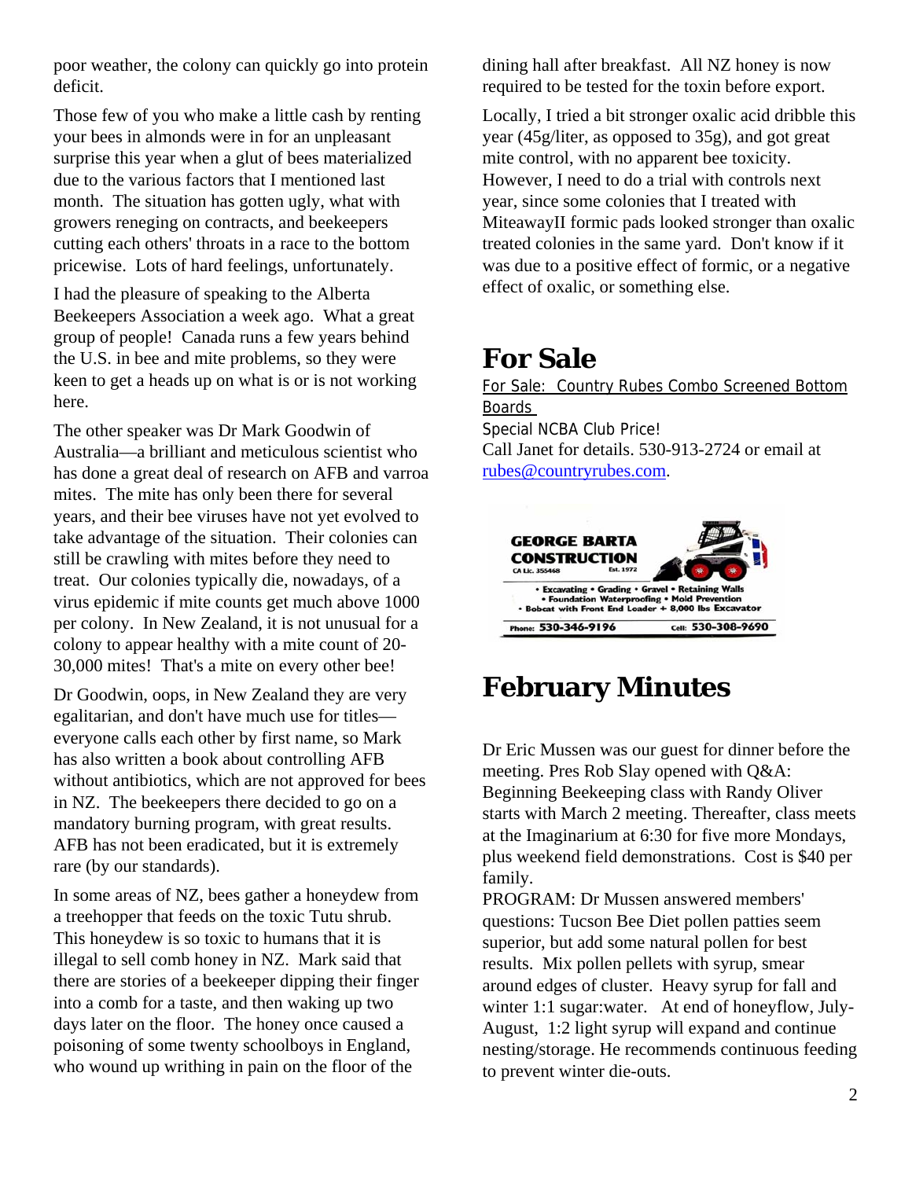poor weather, the colony can quickly go into protein deficit.

Those few of you who make a little cash by renting your bees in almonds were in for an unpleasant surprise this year when a glut of bees materialized due to the various factors that I mentioned last month. The situation has gotten ugly, what with growers reneging on contracts, and beekeepers cutting each others' throats in a race to the bottom pricewise. Lots of hard feelings, unfortunately.

I had the pleasure of speaking to the Alberta Beekeepers Association a week ago. What a great group of people! Canada runs a few years behind the U.S. in bee and mite problems, so they were keen to get a heads up on what is or is not working here.

The other speaker was Dr Mark Goodwin of Australia—a brilliant and meticulous scientist who has done a great deal of research on AFB and varroa mites. The mite has only been there for several years, and their bee viruses have not yet evolved to take advantage of the situation. Their colonies can still be crawling with mites before they need to treat. Our colonies typically die, nowadays, of a virus epidemic if mite counts get much above 1000 per colony. In New Zealand, it is not unusual for a colony to appear healthy with a mite count of 20-30,000 mites! That's a mite on every other bee!

Dr Goodwin, oops, in New Zealand they are very egalitarian, and don't have much use for titles—everyone calls each other by first name, so Mark has also written a book about controlling AFB without antibiotics, which are not approved for bees in NZ. The beekeepers there decided to go on a mandatory burning program, with great results. AFB has not been eradicated, but it is extremely rare (by our standards).

In some areas of NZ, bees gather a honeydew from a treehopper that feeds on the toxic Tutu shrub. This honeydew is so toxic to humans that it is illegal to sell comb honey in NZ. Mark said that there are stories of a beekeeper dipping their finger into a comb for a taste, and then waking up two days later on the floor. The honey once caused a poisoning of some twenty schoolboys in England, who wound up writhing in pain on the floor of the dining hall after breakfast. All NZ honey is now required to be tested for the toxin before export.

Locally, I tried a bit stronger oxalic acid dribble this year (45g/liter, as opposed to 35g), and got great mite control, with no apparent bee toxicity. However, I need to do a trial with controls next year, since some colonies that I treated with MiteawayII formic pads looked stronger than oxalic treated colonies in the same yard. Don't know if it was due to a positive effect of formic, or a negative effect of oxalic, or something else.

# For Sale

For Sale: Country Rubes Combo Screened Bottom Boards
Special NCBA Club Price!
Call Janet for details. 530-913-2724 or email at rubes@countryrubes.com.

GEORGE BARTA CONSTRUCTION
CA Lic. 355468 Est. 1972
• Excavating • Grading • Gravel • Retaining Walls
• Foundation Waterproofing • Mold Prevention
• Bobcat with Front End Loader + 8,000 lbs Excavator
Phone: 530-346-9196 Cell: 530-308-9690

# February Minutes

Dr Eric Mussen was our guest for dinner before the meeting. Pres Rob Slay opened with Q&A: Beginning Beekeeping class with Randy Oliver starts with March 2 meeting. Thereafter, class meets at the Imaginarium at 6:30 for five more Mondays, plus weekend field demonstrations. Cost is $40 per family.
PROGRAM: Dr Mussen answered members' questions: Tucson Bee Diet pollen patties seem superior, but add some natural pollen for best results. Mix pollen pellets with syrup, smear around edges of cluster. Heavy syrup for fall and winter 1:1 sugar:water. At end of honeyflow, July-August, 1:2 light syrup will expand and continue nesting/storage. He recommends continuous feeding to prevent winter die-outs.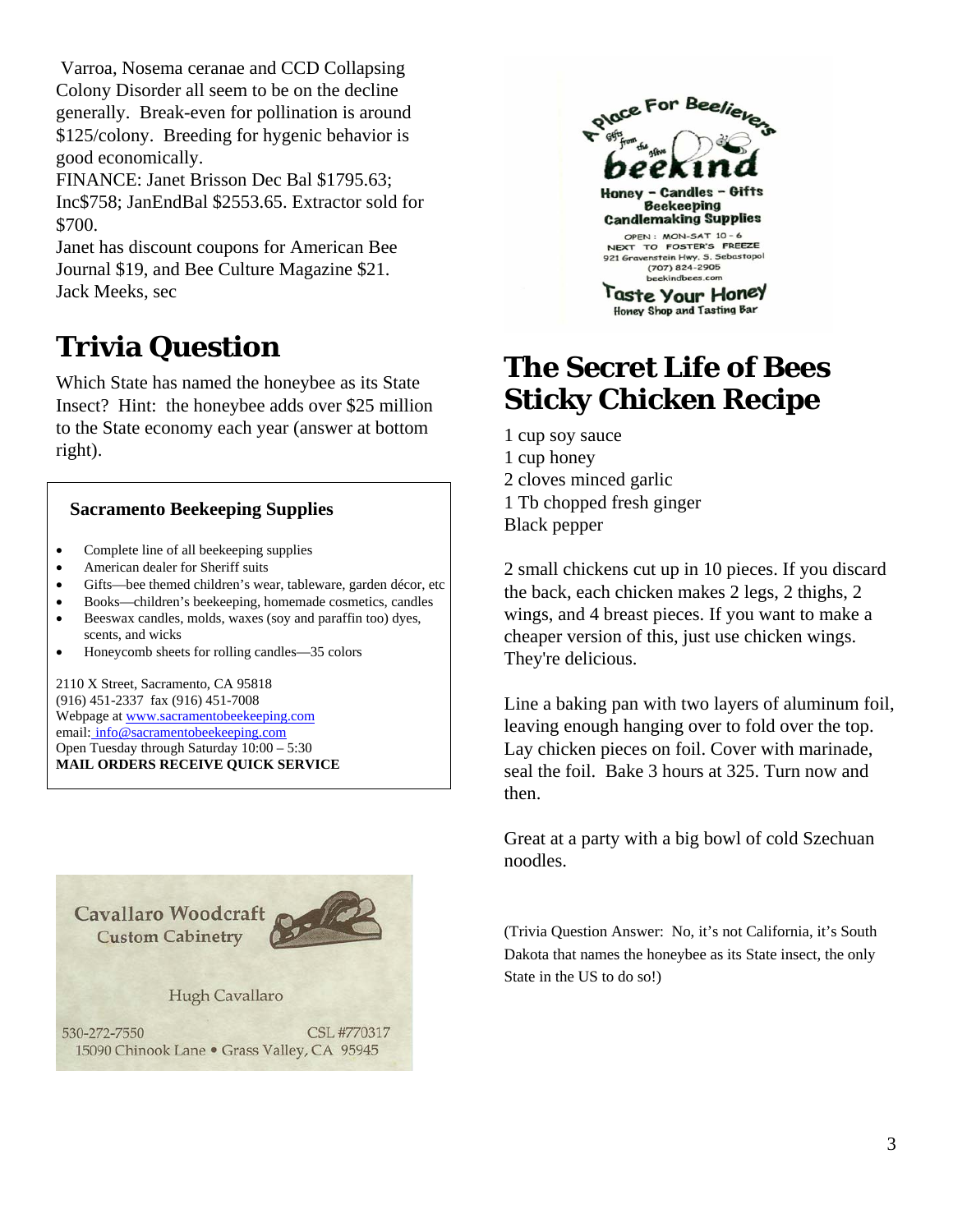Varroa, Nosema ceranae and CCD Collapsing Colony Disorder all seem to be on the decline generally. Break-even for pollination is around $125/colony. Breeding for hygenic behavior is good economically.

FINANCE: Janet Brisson Dec Bal $1795.63; Inc$758; JanEndBal $2553.65. Extractor sold for $700.

Janet has discount coupons for American Bee Journal $19, and Bee Culture Magazine $21.

Jack Meeks, sec

# Trivia Question

Which State has named the honeybee as its State Insect? Hint: the honeybee adds over $25 million to the State economy each year (answer at bottom right).

**Sacramento Beekeeping Supplies**

- Complete line of all beekeeping supplies
- American dealer for Sheriff suits
- Gifts—bee themed children's wear, tableware, garden décor, etc
- Books—children's beekeeping, homemade cosmetics, candles
- Beeswax candles, molds, waxes (soy and paraffin too) dyes, scents, and wicks
- Honeycomb sheets for rolling candles—35 colors

2110 X Street, Sacramento, CA 95818
(916) 451-2337 fax (916) 451-7008
Webpage at www.sacramentobeekeeping.com
email: info@sacramentobeekeeping.com
Open Tuesday through Saturday 10:00 – 5:30
**MAIL ORDERS RECEIVE QUICK SERVICE**

Cavallaro Woodcraft
Custom Cabinetry

Hugh Cavallaro

530-272-7550 CSL #770317
15090 Chinook Lane • Grass Valley, CA 95945

A Place For Beelievers
Gifts from the Hive
beekind
Honey - Candles - Gifts
Beekeeping
Candlemaking Supplies
OPEN: MON-SAT 10 - 6
NEXT TO FOSTER'S FREEZE
921 Gravenstein Hwy. S. Sebastopol
(707) 824-2905
beekindbees.com
Taste Your Honey
Honey Shop and Tasting Bar

# The Secret Life of Bees Sticky Chicken Recipe

1 cup soy sauce
1 cup honey
2 cloves minced garlic
1 Tb chopped fresh ginger
Black pepper

2 small chickens cut up in 10 pieces. If you discard the back, each chicken makes 2 legs, 2 thighs, 2 wings, and 4 breast pieces. If you want to make a cheaper version of this, just use chicken wings. They're delicious.

Line a baking pan with two layers of aluminum foil, leaving enough hanging over to fold over the top. Lay chicken pieces on foil. Cover with marinade, seal the foil. Bake 3 hours at 325. Turn now and then.

Great at a party with a big bowl of cold Szechuan noodles.

(Trivia Question Answer: No, it's not California, it's South Dakota that names the honeybee as its State insect, the only State in the US to do so!)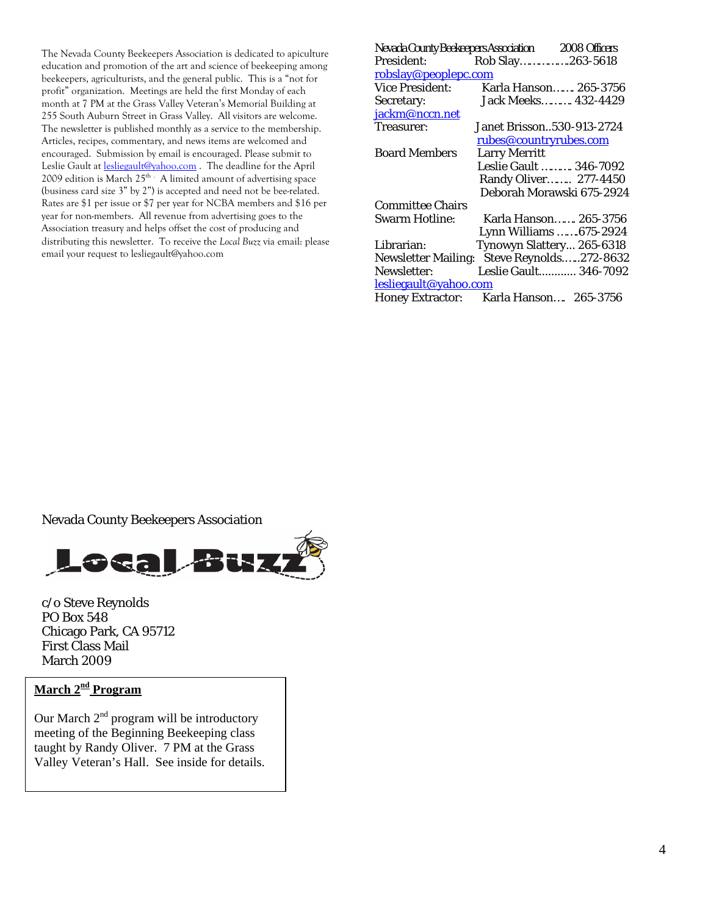The Nevada County Beekeepers Association is dedicated to apiculture education and promotion of the art and science of beekeeping among beekeepers, agriculturists, and the general public. This is a "not for profit" organization. Meetings are held the first Monday of each month at 7 PM at the Grass Valley Veteran's Memorial Building at 255 South Auburn Street in Grass Valley. All visitors are welcome. The newsletter is published monthly as a service to the membership. Articles, recipes, commentary, and news items are welcomed and encouraged. Submission by email is encouraged. Please submit to Leslie Gault at lesliegault@yahoo.com . The deadline for the April 2009 edition is March 25th . A limited amount of advertising space (business card size 3" by 2") is accepted and need not be bee-related. Rates are $1 per issue or $7 per year for NCBA members and $16 per year for non-members. All revenue from advertising goes to the Association treasury and helps offset the cost of producing and distributing this newsletter. To receive the *Local Buzz* via email: please email your request to lesliegault@yahoo.com

**Nevada County Beekeepers Association 2008 Officers**

President: Rob Slay…………..263-5618
robslay@peoplepc.com
Vice President: Karla Hanson…… 265-3756
Secretary: Jack Meeks……… 432-4429
jackm@nccn.net
Treasurer: Janet Brisson..530-913-2724
rubes@countryrubes.com
Board Members: Larry Merritt
Leslie Gault ……… 346-7092
Randy Oliver……. 277-4450
Deborah Morawski 675-2924

Committee Chairs
Swarm Hotline: Karla Hanson…… 265-3756
Lynn Williams ……675-2924
Librarian: Tynowyn Slattery… 265-6318
Newsletter Mailing: Steve Reynolds…..272-8632
Newsletter: Leslie Gault............ 346-7092
lesliegault@yahoo.com
Honey Extractor: Karla Hanson…. 265-3756

Nevada County Beekeepers Association

Local Buzz

c/o Steve Reynolds
PO Box 548
Chicago Park, CA 95712
First Class Mail
March 2009

**March 2nd Program**

Our March 2nd program will be introductory meeting of the Beginning Beekeeping class taught by Randy Oliver. 7 PM at the Grass Valley Veteran's Hall. See inside for details.